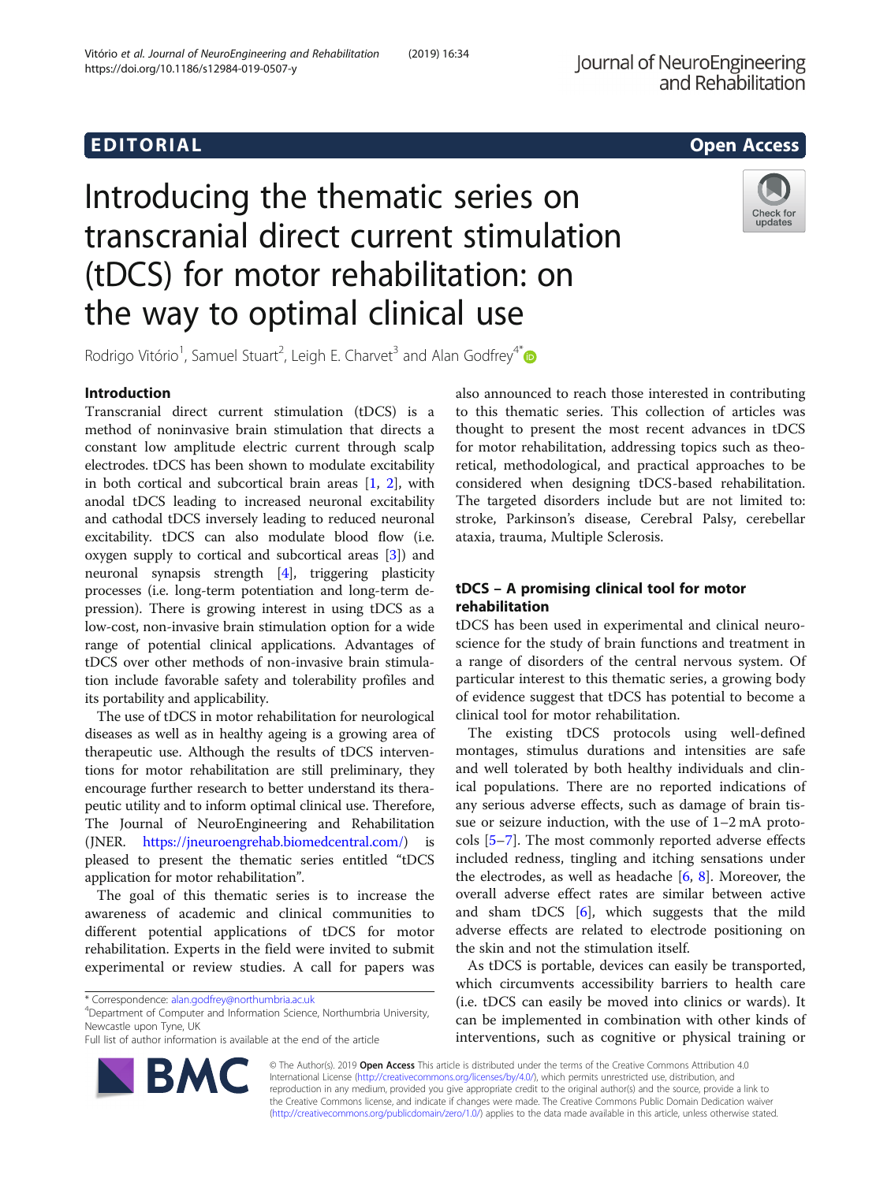EDITORIAL

Open Access

# Introducing the thematic series on transcranial direct current stimulation (tDCS) for motor rehabilitation: on the way to optimal clinical use

Rodrigo Vitório[1], Samuel Stuart[2], Leigh E. Charvet[3] and Alan Godfrey[4*]

## Introduction

Transcranial direct current stimulation (tDCS) is a method of noninvasive brain stimulation that directs a constant low amplitude electric current through scalp electrodes. tDCS has been shown to modulate excitability in both cortical and subcortical brain areas [1, 2], with anodal tDCS leading to increased neuronal excitability and cathodal tDCS inversely leading to reduced neuronal excitability. tDCS can also modulate blood flow (i.e. oxygen supply to cortical and subcortical areas [3]) and neuronal synapsis strength [4], triggering plasticity processes (i.e. long-term potentiation and long-term depression). There is growing interest in using tDCS as a low-cost, non-invasive brain stimulation option for a wide range of potential clinical applications. Advantages of tDCS over other methods of non-invasive brain stimulation include favorable safety and tolerability profiles and its portability and applicability.

The use of tDCS in motor rehabilitation for neurological diseases as well as in healthy ageing is a growing area of therapeutic use. Although the results of tDCS interventions for motor rehabilitation are still preliminary, they encourage further research to better understand its therapeutic utility and to inform optimal clinical use. Therefore, The Journal of NeuroEngineering and Rehabilitation (JNER. https://jneuroengrehab.biomedcentral.com/) is pleased to present the thematic series entitled "tDCS application for motor rehabilitation".

The goal of this thematic series is to increase the awareness of academic and clinical communities to different potential applications of tDCS for motor rehabilitation. Experts in the field were invited to submit experimental or review studies. A call for papers was also announced to reach those interested in contributing to this thematic series. This collection of articles was thought to present the most recent advances in tDCS for motor rehabilitation, addressing topics such as theoretical, methodological, and practical approaches to be considered when designing tDCS-based rehabilitation. The targeted disorders include but are not limited to: stroke, Parkinson's disease, Cerebral Palsy, cerebellar ataxia, trauma, Multiple Sclerosis.

## tDCS – A promising clinical tool for motor rehabilitation

tDCS has been used in experimental and clinical neuroscience for the study of brain functions and treatment in a range of disorders of the central nervous system. Of particular interest to this thematic series, a growing body of evidence suggest that tDCS has potential to become a clinical tool for motor rehabilitation.

The existing tDCS protocols using well-defined montages, stimulus durations and intensities are safe and well tolerated by both healthy individuals and clinical populations. There are no reported indications of any serious adverse effects, such as damage of brain tissue or seizure induction, with the use of 1–2 mA protocols [5–7]. The most commonly reported adverse effects included redness, tingling and itching sensations under the electrodes, as well as headache [6, 8]. Moreover, the overall adverse effect rates are similar between active and sham tDCS [6], which suggests that the mild adverse effects are related to electrode positioning on the skin and not the stimulation itself.

As tDCS is portable, devices can easily be transported, which circumvents accessibility barriers to health care (i.e. tDCS can easily be moved into clinics or wards). It can be implemented in combination with other kinds of interventions, such as cognitive or physical training or

* Correspondence: alan.godfrey@northumbria.ac.uk
[4]Department of Computer and Information Science, Northumbria University, Newcastle upon Tyne, UK
Full list of author information is available at the end of the article

© The Author(s). 2019 **Open Access** This article is distributed under the terms of the Creative Commons Attribution 4.0 International License (http://creativecommons.org/licenses/by/4.0/), which permits unrestricted use, distribution, and reproduction in any medium, provided you give appropriate credit to the original author(s) and the source, provide a link to the Creative Commons license, and indicate if changes were made. The Creative Commons Public Domain Dedication waiver (http://creativecommons.org/publicdomain/zero/1.0/) applies to the data made available in this article, unless otherwise stated.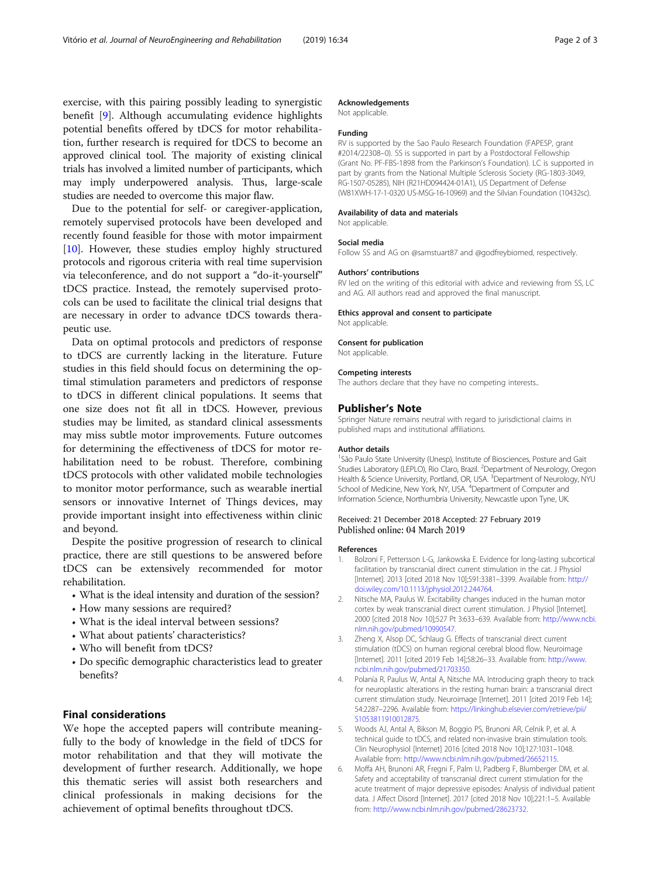exercise, with this pairing possibly leading to synergistic benefit [9]. Although accumulating evidence highlights potential benefits offered by tDCS for motor rehabilitation, further research is required for tDCS to become an approved clinical tool. The majority of existing clinical trials has involved a limited number of participants, which may imply underpowered analysis. Thus, large-scale studies are needed to overcome this major flaw.

Due to the potential for self- or caregiver-application, remotely supervised protocols have been developed and recently found feasible for those with motor impairment [10]. However, these studies employ highly structured protocols and rigorous criteria with real time supervision via teleconference, and do not support a "do-it-yourself" tDCS practice. Instead, the remotely supervised protocols can be used to facilitate the clinical trial designs that are necessary in order to advance tDCS towards therapeutic use.

Data on optimal protocols and predictors of response to tDCS are currently lacking in the literature. Future studies in this field should focus on determining the optimal stimulation parameters and predictors of response to tDCS in different clinical populations. It seems that one size does not fit all in tDCS. However, previous studies may be limited, as standard clinical assessments may miss subtle motor improvements. Future outcomes for determining the effectiveness of tDCS for motor rehabilitation need to be robust. Therefore, combining tDCS protocols with other validated mobile technologies to monitor motor performance, such as wearable inertial sensors or innovative Internet of Things devices, may provide important insight into effectiveness within clinic and beyond.

Despite the positive progression of research to clinical practice, there are still questions to be answered before tDCS can be extensively recommended for motor rehabilitation.

- What is the ideal intensity and duration of the session?
- How many sessions are required?
- What is the ideal interval between sessions?
- What about patients' characteristics?
- Who will benefit from tDCS?
- Do specific demographic characteristics lead to greater benefits?

## Final considerations

We hope the accepted papers will contribute meaningfully to the body of knowledge in the field of tDCS for motor rehabilitation and that they will motivate the development of further research. Additionally, we hope this thematic series will assist both researchers and clinical professionals in making decisions for the achievement of optimal benefits throughout tDCS.

### Acknowledgements

Not applicable.

### Funding

RV is supported by the Sao Paulo Research Foundation (FAPESP, grant #2014/22308–0). SS is supported in part by a Postdoctoral Fellowship (Grant No. PF-FBS-1898 from the Parkinson's Foundation). LC is supported in part by grants from the National Multiple Sclerosis Society (RG-1803-3049, RG-1507-05285), NIH (R21HD094424-01A1), US Department of Defense (W81XWH-17-1-0320 US-MSG-16-10969) and the Silvian Foundation (10432sc).

### Availability of data and materials

Not applicable.

### Social media

Follow SS and AG on @samstuart87 and @godfreybiomed, respectively.

### Authors' contributions

RV led on the writing of this editorial with advice and reviewing from SS, LC and AG. All authors read and approved the final manuscript.

### Ethics approval and consent to participate

Not applicable.

### Consent for publication

Not applicable.

### Competing interests

The authors declare that they have no competing interests..

## Publisher's Note

Springer Nature remains neutral with regard to jurisdictional claims in published maps and institutional affiliations.

### Author details

[1]São Paulo State University (Unesp), Institute of Biosciences, Posture and Gait Studies Laboratory (LEPLO), Rio Claro, Brazil. [2]Department of Neurology, Oregon Health & Science University, Portland, OR, USA. [3]Department of Neurology, NYU School of Medicine, New York, NY, USA. [4]Department of Computer and Information Science, Northumbria University, Newcastle upon Tyne, UK.

Received: 21 December 2018 Accepted: 27 February 2019
Published online: 04 March 2019

### References

1. Bolzoni F, Pettersson L-G, Jankowska E. Evidence for long-lasting subcortical facilitation by transcranial direct current stimulation in the cat. J Physiol [Internet]. 2013 [cited 2018 Nov 10];591:3381–3399. Available from: http://doi.wiley.com/10.1113/jphysiol.2012.244764.
2. Nitsche MA, Paulus W. Excitability changes induced in the human motor cortex by weak transcranial direct current stimulation. J Physiol [Internet]. 2000 [cited 2018 Nov 10];527 Pt 3:633–639. Available from: http://www.ncbi.nlm.nih.gov/pubmed/10990547.
3. Zheng X, Alsop DC, Schlaug G. Effects of transcranial direct current stimulation (tDCS) on human regional cerebral blood flow. Neuroimage [Internet]. 2011 [cited 2019 Feb 14];58:26–33. Available from: http://www.ncbi.nlm.nih.gov/pubmed/21703350.
4. Polanía R, Paulus W, Antal A, Nitsche MA. Introducing graph theory to track for neuroplastic alterations in the resting human brain: a transcranial direct current stimulation study. Neuroimage [Internet]. 2011 [cited 2019 Feb 14]; 54:2287–2296. Available from: https://linkinghub.elsevier.com/retrieve/pii/S1053811910012875.
5. Woods AJ, Antal A, Bikson M, Boggio PS, Brunoni AR, Celnik P, et al. A technical guide to tDCS, and related non-invasive brain stimulation tools. Clin Neurophysiol [Internet] 2016 [cited 2018 Nov 10];127:1031–1048. Available from: http://www.ncbi.nlm.nih.gov/pubmed/26652115.
6. Moffa AH, Brunoni AR, Fregni F, Palm U, Padberg F, Blumberger DM, et al. Safety and acceptability of transcranial direct current stimulation for the acute treatment of major depressive episodes: Analysis of individual patient data. J Affect Disord [Internet]. 2017 [cited 2018 Nov 10];221:1–5. Available from: http://www.ncbi.nlm.nih.gov/pubmed/28623732.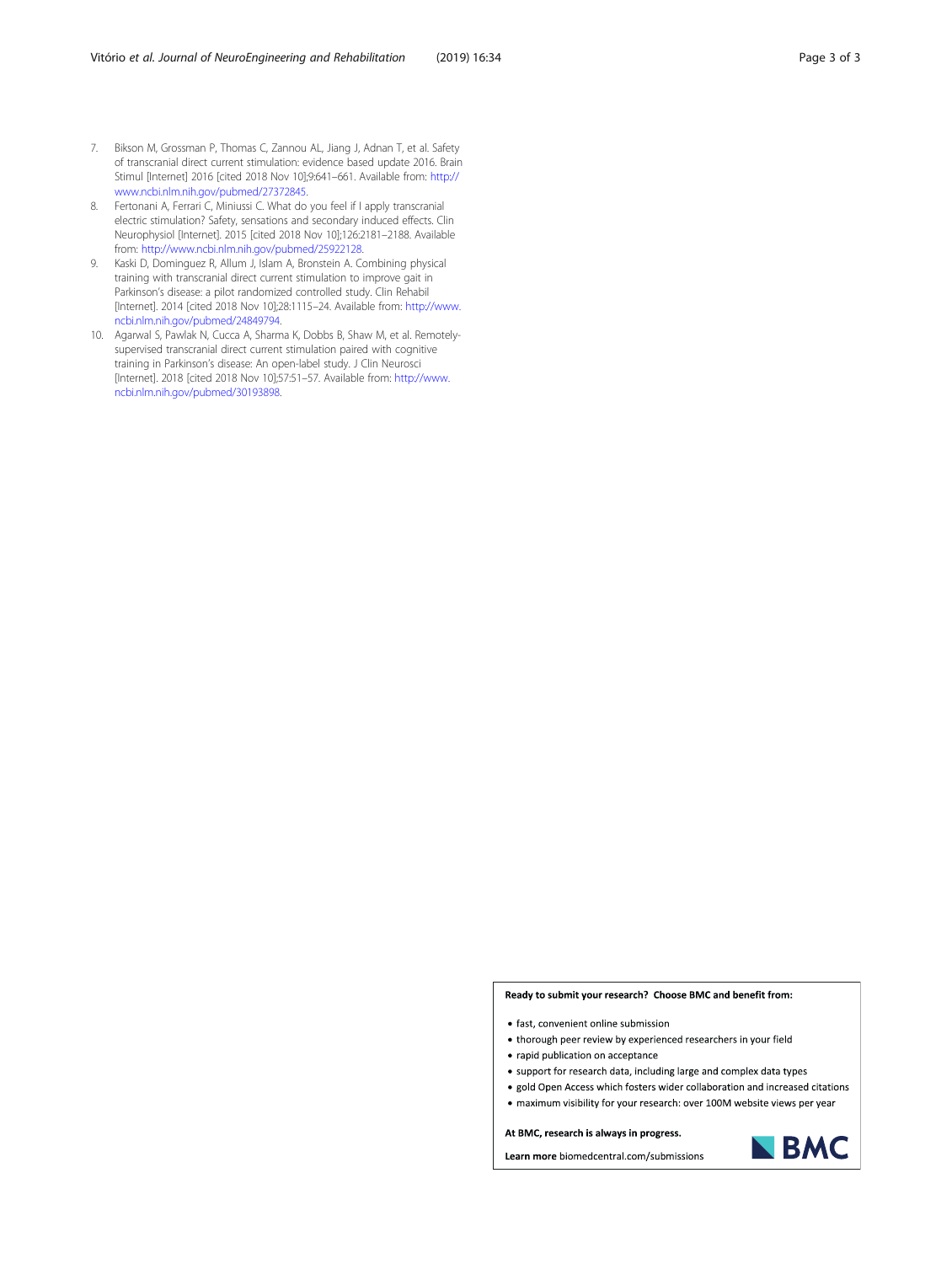7. Bikson M, Grossman P, Thomas C, Zannou AL, Jiang J, Adnan T, et al. Safety of transcranial direct current stimulation: evidence based update 2016. Brain Stimul [Internet] 2016 [cited 2018 Nov 10];9:641–661. Available from: http://www.ncbi.nlm.nih.gov/pubmed/27372845.
8. Fertonani A, Ferrari C, Miniussi C. What do you feel if I apply transcranial electric stimulation? Safety, sensations and secondary induced effects. Clin Neurophysiol [Internet]. 2015 [cited 2018 Nov 10];126:2181–2188. Available from: http://www.ncbi.nlm.nih.gov/pubmed/25922128.
9. Kaski D, Dominguez R, Allum J, Islam A, Bronstein A. Combining physical training with transcranial direct current stimulation to improve gait in Parkinson's disease: a pilot randomized controlled study. Clin Rehabil [Internet]. 2014 [cited 2018 Nov 10];28:1115–24. Available from: http://www.ncbi.nlm.nih.gov/pubmed/24849794.
10. Agarwal S, Pawlak N, Cucca A, Sharma K, Dobbs B, Shaw M, et al. Remotely-supervised transcranial direct current stimulation paired with cognitive training in Parkinson's disease: An open-label study. J Clin Neurosci [Internet]. 2018 [cited 2018 Nov 10];57:51–57. Available from: http://www.ncbi.nlm.nih.gov/pubmed/30193898.

**Ready to submit your research? Choose BMC and benefit from:**

- fast, convenient online submission
- thorough peer review by experienced researchers in your field
- rapid publication on acceptance
- support for research data, including large and complex data types
- gold Open Access which fosters wider collaboration and increased citations
- maximum visibility for your research: over 100M website views per year

**At BMC, research is always in progress.**

**Learn more** biomedcentral.com/submissions

BMC